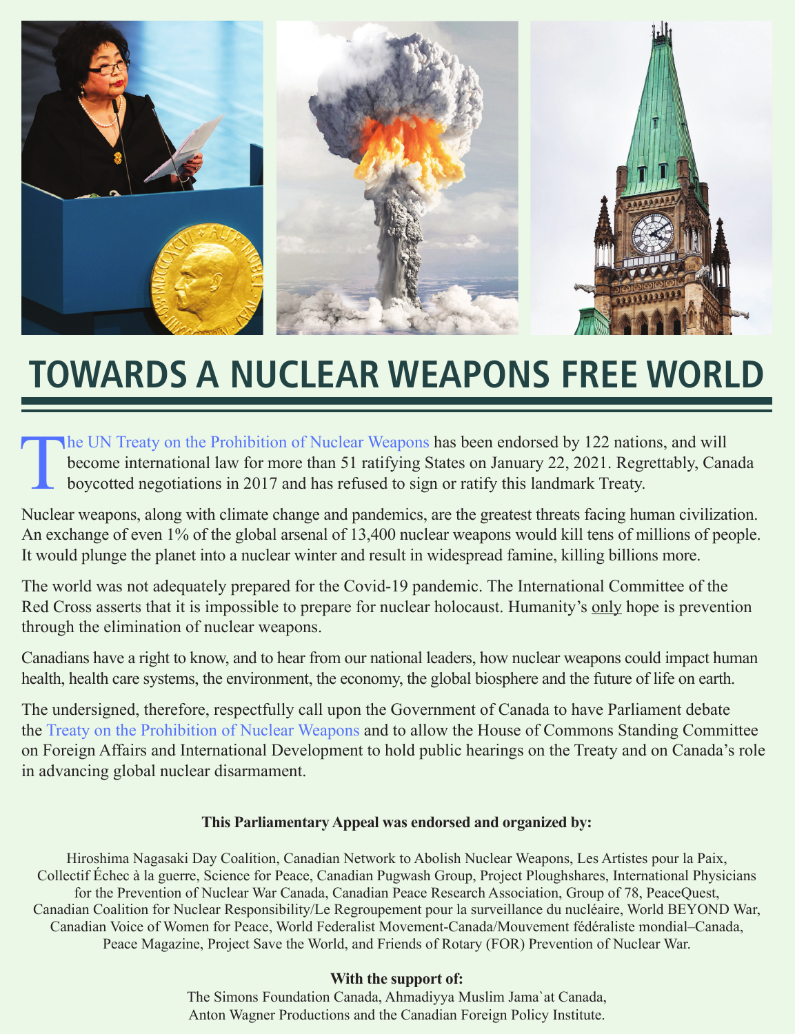# TOWARDS A NUCLEAR WEAPONS FREE WORLD

The UN Treaty on the Prohibition of Nuclear Weapons has been endorsed by 122 nations, and will become international law for more than 51 ratifying States on January 22, 2021. Regrettably, Canada boycotted negotiations in 2017 and has refused to sign or ratify this landmark Treaty.

Nuclear weapons, along with climate change and pandemics, are the greatest threats facing human civilization. An exchange of even 1% of the global arsenal of 13,400 nuclear weapons would kill tens of millions of people. It would plunge the planet into a nuclear winter and result in widespread famine, killing billions more.

The world was not adequately prepared for the Covid-19 pandemic. The International Committee of the Red Cross asserts that it is impossible to prepare for nuclear holocaust. Humanity's <u>only</u> hope is prevention through the elimination of nuclear weapons.

Canadians have a right to know, and to hear from our national leaders, how nuclear weapons could impact human health, health care systems, the environment, the economy, the global biosphere and the future of life on earth.

The undersigned, therefore, respectfully call upon the Government of Canada to have Parliament debate the Treaty on the Prohibition of Nuclear Weapons and to allow the House of Commons Standing Committee on Foreign Affairs and International Development to hold public hearings on the Treaty and on Canada's role in advancing global nuclear disarmament.

**This Parliamentary Appeal was endorsed and organized by:**

Hiroshima Nagasaki Day Coalition, Canadian Network to Abolish Nuclear Weapons, Les Artistes pour la Paix, Collectif Échec à la guerre, Science for Peace, Canadian Pugwash Group, Project Ploughshares, International Physicians for the Prevention of Nuclear War Canada, Canadian Peace Research Association, Group of 78, PeaceQuest, Canadian Coalition for Nuclear Responsibility/Le Regroupement pour la surveillance du nucléaire, World BEYOND War, Canadian Voice of Women for Peace, World Federalist Movement-Canada/Mouvement fédéraliste mondial–Canada, Peace Magazine, Project Save the World, and Friends of Rotary (FOR) Prevention of Nuclear War.

**With the support of:**

The Simons Foundation Canada, Ahmadiyya Muslim Jama`at Canada, Anton Wagner Productions and the Canadian Foreign Policy Institute.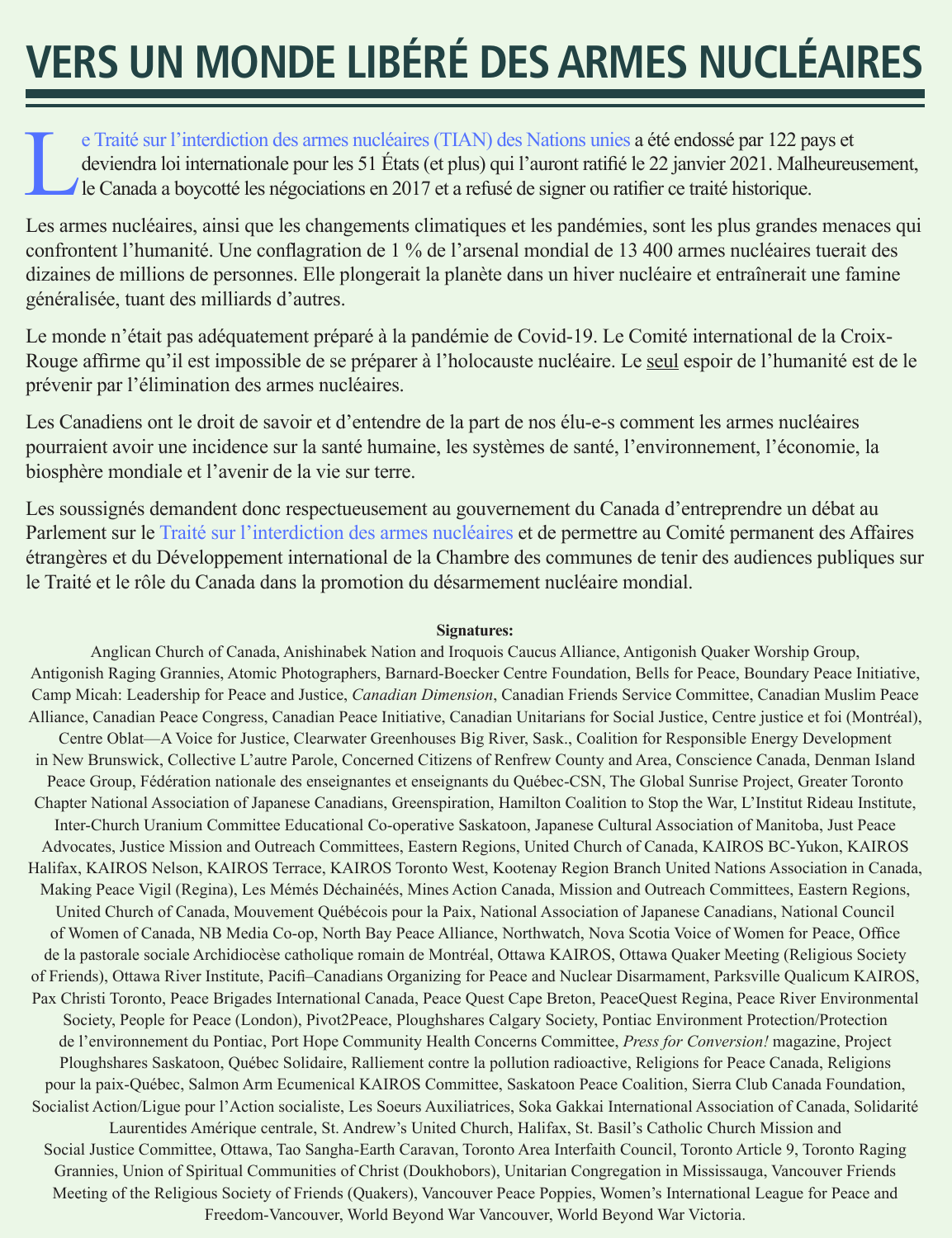# VERS UN MONDE LIBÉRÉ DES ARMES NUCLÉAIRES

Le Traité sur l'interdiction des armes nucléaires (TIAN) des Nations unies a été endossé par 122 pays et deviendra loi internationale pour les 51 États (et plus) qui l'auront ratifié le 22 janvier 2021. Malheureusement, le Canada a boycotté les négociations en 2017 et a refusé de signer ou ratifier ce traité historique.

Les armes nucléaires, ainsi que les changements climatiques et les pandémies, sont les plus grandes menaces qui confrontent l'humanité. Une conflagration de 1 % de l'arsenal mondial de 13 400 armes nucléaires tuerait des dizaines de millions de personnes. Elle plongerait la planète dans un hiver nucléaire et entraînerait une famine généralisée, tuant des milliards d'autres.

Le monde n'était pas adéquatement préparé à la pandémie de Covid-19. Le Comité international de la Croix-Rouge affirme qu'il est impossible de se préparer à l'holocauste nucléaire. Le seul espoir de l'humanité est de le prévenir par l'élimination des armes nucléaires.

Les Canadiens ont le droit de savoir et d'entendre de la part de nos élu-e-s comment les armes nucléaires pourraient avoir une incidence sur la santé humaine, les systèmes de santé, l'environnement, l'économie, la biosphère mondiale et l'avenir de la vie sur terre.

Les soussignés demandent donc respectueusement au gouvernement du Canada d'entreprendre un débat au Parlement sur le Traité sur l'interdiction des armes nucléaires et de permettre au Comité permanent des Affaires étrangères et du Développement international de la Chambre des communes de tenir des audiences publiques sur le Traité et le rôle du Canada dans la promotion du désarmement nucléaire mondial.

**Signatures:**

Anglican Church of Canada, Anishinabek Nation and Iroquois Caucus Alliance, Antigonish Quaker Worship Group, Antigonish Raging Grannies, Atomic Photographers, Barnard-Boecker Centre Foundation, Bells for Peace, Boundary Peace Initiative, Camp Micah: Leadership for Peace and Justice, *Canadian Dimension*, Canadian Friends Service Committee, Canadian Muslim Peace Alliance, Canadian Peace Congress, Canadian Peace Initiative, Canadian Unitarians for Social Justice, Centre justice et foi (Montréal), Centre Oblat—A Voice for Justice, Clearwater Greenhouses Big River, Sask., Coalition for Responsible Energy Development in New Brunswick, Collective L'autre Parole, Concerned Citizens of Renfrew County and Area, Conscience Canada, Denman Island Peace Group, Fédération nationale des enseignantes et enseignants du Québec-CSN, The Global Sunrise Project, Greater Toronto Chapter National Association of Japanese Canadians, Greenspiration, Hamilton Coalition to Stop the War, L'Institut Rideau Institute, Inter-Church Uranium Committee Educational Co-operative Saskatoon, Japanese Cultural Association of Manitoba, Just Peace Advocates, Justice Mission and Outreach Committees, Eastern Regions, United Church of Canada, KAIROS BC-Yukon, KAIROS Halifax, KAIROS Nelson, KAIROS Terrace, KAIROS Toronto West, Kootenay Region Branch United Nations Association in Canada, Making Peace Vigil (Regina), Les Mémés Déchainéés, Mines Action Canada, Mission and Outreach Committees, Eastern Regions, United Church of Canada, Mouvement Québécois pour la Paix, National Association of Japanese Canadians, National Council of Women of Canada, NB Media Co-op, North Bay Peace Alliance, Northwatch, Nova Scotia Voice of Women for Peace, Office de la pastorale sociale Archidiocèse catholique romain de Montréal, Ottawa KAIROS, Ottawa Quaker Meeting (Religious Society of Friends) Ottawa River Institute, Pacifi–Canadians Organizing for Peace and Nuclear Disarmament, Parksville Qualicum KAIROS, Pax Christi Toronto, Peace Brigades International Canada, Peace Quest Cape Breton, PeaceQuest Regina, Peace River Environmental Society, People for Peace (London), Pivot2Peace, Ploughshares Calgary Society, Pontiac Environment Protection/Protection de l'environnement du Pontiac, Port Hope Community Health Concerns Committee, *Press for Conversion!* magazine, Project Ploughshares Saskatoon, Québec Solidaire, Ralliement contre la pollution radioactive, Religions for Peace Canada, Religions pour la paix-Québec, Salmon Arm Ecumenical KAIROS Committee, Saskatoon Peace Coalition, Sierra Club Canada Foundation, Socialist Action/Ligue pour l'Action socialiste, Les Soeurs Auxiliatrices, Soka Gakkai International Association of Canada, Solidarité Laurentides Amérique centrale, St. Andrew's United Church, Halifax, St. Basil's Catholic Church Mission and Social Justice Committee, Ottawa, Tao Sangha-Earth Caravan, Toronto Area Interfaith Council, Toronto Article 9, Toronto Raging Grannies, Union of Spiritual Communities of Christ (Doukhobors), Unitarian Congregation in Mississauga, Vancouver Friends Meeting of the Religious Society of Friends (Quakers), Vancouver Peace Poppies, Women's International League for Peace and Freedom-Vancouver, World Beyond War Vancouver, World Beyond War Victoria.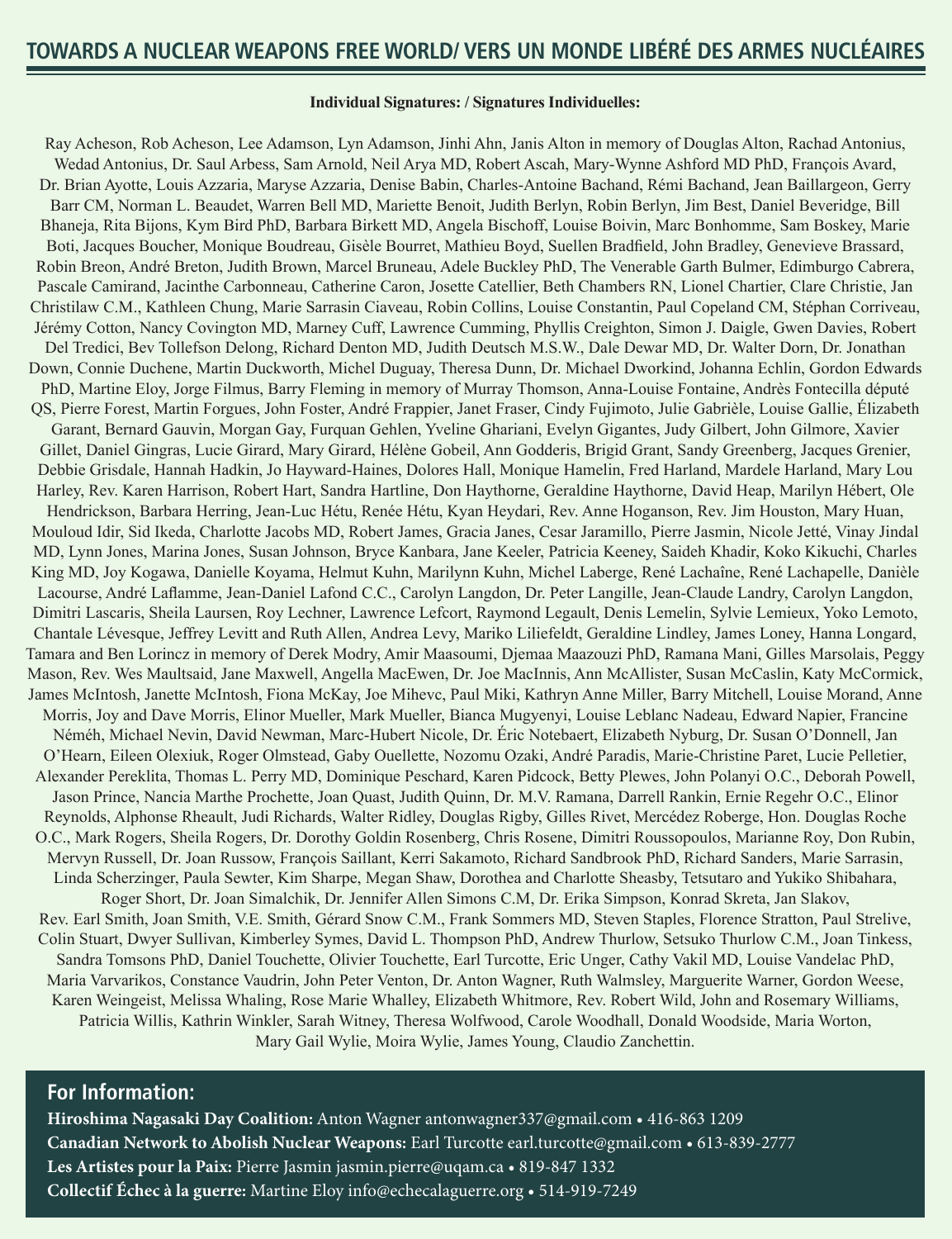# TOWARDS A NUCLEAR WEAPONS FREE WORLD/ VERS UN MONDE LIBÉRÉ DES ARMES NUCLÉAIRES

**Individual Signatures: / Signatures Individuelles:**

Ray Acheson, Rob Acheson, Lee Adamson, Lyn Adamson, Jinhi Ahn, Janis Alton in memory of Douglas Alton, Rachad Antonius, Wedad Antonius, Dr. Saul Arbess, Sam Arnold, Neil Arya MD, Robert Ascah, Mary-Wynne Ashford MD PhD, François Avard, Dr. Brian Ayotte, Louis Azzaria, Maryse Azzaria, Denise Babin, Charles-Antoine Bachand, Rémi Bachand, Jean Baillargeon, Gerry Barr CM, Norman L. Beaudet, Warren Bell MD, Mariette Benoit, Judith Berlyn, Robin Berlyn, Jim Best, Daniel Beveridge, Bill Bhaneja, Rita Bijons, Kym Bird PhD, Barbara Birkett MD, Angela Bischoff, Louise Boivin, Marc Bonhomme, Sam Boskey, Marie Boti, Jacques Boucher, Monique Boudreau, Gisèle Bourret, Mathieu Boyd, Suellen Bradfield, John Bradley, Genevieve Brassard, Robin Breon, André Breton, Judith Brown, Marcel Bruneau, Adele Buckley PhD, The Venerable Garth Bulmer, Edimburgo Cabrera, Pascale Camirand, Jacinthe Carbonneau, Catherine Caron, Josette Catellier, Beth Chambers RN, Lionel Chartier, Clare Christie, Jan Christilaw C.M., Kathleen Chung, Marie Sarrasin Ciaveau, Robin Collins, Louise Constantin, Paul Copeland CM, Stéphan Corriveau, Jérémy Cotton, Nancy Covington MD, Marney Cuff, Lawrence Cumming, Phyllis Creighton, Simon J. Daigle, Gwen Davies, Robert Del Tredici, Bev Tollefson Delong, Richard Denton MD, Judith Deutsch M.S.W., Dale Dewar MD, Dr. Walter Dorn, Dr. Jonathan Down, Connie Duchene, Martin Duckworth, Michel Duguay, Theresa Dunn, Dr. Michael Dworkind, Johanna Echlin, Gordon Edwards PhD, Martine Eloy, Jorge Filmus, Barry Fleming in memory of Murray Thomson, Anna-Louise Fontaine, Andrès Fontecilla député QS, Pierre Forest, Martin Forgues, John Foster, André Frappier, Janet Fraser, Cindy Fujimoto, Julie Gabrièle, Louise Gallie, Élizabeth Garant, Bernard Gauvin, Morgan Gay, Furquan Gehlen, Yveline Ghariani, Evelyn Gigantes, Judy Gilbert, John Gilmore, Xavier Gillet, Daniel Gingras, Lucie Girard, Mary Girard, Hélène Gobeil, Ann Godderis, Brigid Grant, Sandy Greenberg, Jacques Grenier, Debbie Grisdale, Hannah Hadkin, Jo Hayward-Haines, Dolores Hall, Monique Hamelin, Fred Harland, Mardele Harland, Mary Lou Harley, Rev. Karen Harrison, Robert Hart, Sandra Hartline, Don Haythorne, Geraldine Haythorne, David Heap, Marilyn Hébert, Ole Hendrickson, Barbara Herring, Jean-Luc Hétu, Renée Hétu, Kyan Heydari, Rev. Anne Hoganson, Rev. Jim Houston, Mary Huan, Mouloud Idir, Sid Ikeda, Charlotte Jacobs MD, Robert James, Gracia Janes, Cesar Jaramillo, Pierre Jasmin, Nicole Jetté, Vinay Jindal MD, Lynn Jones, Marina Jones, Susan Johnson, Bryce Kanbara, Jane Keeler, Patricia Keeney, Saideh Khadir, Koko Kikuchi, Charles King MD, Joy Kogawa, Danielle Koyama, Helmut Kuhn, Marilynn Kuhn, Michel Laberge, René Lachaîne, René Lachapelle, Danièle Lacourse, André Laflamme, Jean-Daniel Lafond C.C., Carolyn Langdon, Dr. Peter Langille, Jean-Claude Landry, Carolyn Langdon, Dimitri Lascaris, Sheila Laursen, Roy Lechner, Lawrence Lefcort, Raymond Legault, Denis Lemelin, Sylvie Lemieux, Yoko Lemoto, Chantale Lévesque, Jeffrey Levitt and Ruth Allen, Andrea Levy, Mariko Liliefeldt, Geraldine Lindley, James Loney, Hanna Longard, Tamara and Ben Lorincz in memory of Derek Modry, Amir Maasoumi, Djemaa Maazouzi PhD, Ramana Mani, Gilles Marsolais, Peggy Mason, Rev. Wes Maultsaid, Jane Maxwell, Angella MacEwen, Dr. Joe MacInnis, Ann McAllister, Susan McCaslin, Katy McCormick, James McIntosh, Janette McIntosh, Fiona McKay, Joe Mihevc, Paul Miki, Kathryn Anne Miller, Barry Mitchell, Louise Morand, Anne Morris, Joy and Dave Morris, Elinor Mueller, Mark Mueller, Bianca Mugyenyi, Louise Leblanc Nadeau, Edward Napier, Francine Néméh, Michael Nevin, David Newman, Marc-Hubert Nicole, Dr. Éric Notebaert, Elizabeth Nyburg, Dr. Susan O'Donnell, Jan O'Hearn, Eileen Olexiuk, Roger Olmstead, Gaby Ouellette, Nozomu Ozaki, André Paradis, Marie-Christine Paret, Lucie Pelletier, Alexander Pereklita, Thomas L. Perry MD, Dominique Peschard, Karen Pidcock, Betty Plewes, John Polanyi O.C., Deborah Powell, Jason Prince, Nancia Marthe Prochette, Joan Quast, Judith Quinn, Dr. M.V. Ramana, Darrell Rankin, Ernie Regehr O.C., Elinor Reynolds, Alphonse Rheault, Judi Richards, Walter Ridley, Douglas Rigby, Gilles Rivet, Mercédez Roberge, Hon. Douglas Roche O.C., Mark Rogers, Sheila Rogers, Dr. Dorothy Goldin Rosenberg, Chris Rosene, Dimitri Roussopoulos, Marianne Roy, Don Rubin, Mervyn Russell, Dr. Joan Russow, François Saillant, Kerri Sakamoto, Richard Sandbrook PhD, Richard Sanders, Marie Sarrasin, Linda Scherzinger, Paula Sewter, Kim Sharpe, Megan Shaw, Dorothea and Charlotte Sheasby, Tetsutaro and Yukiko Shibahara, Roger Short, Dr. Joan Simalchik, Dr. Jennifer Allen Simons C.M, Dr. Erika Simpson, Konrad Skreta, Jan Slakov, Rev. Earl Smith, Joan Smith, V.E. Smith, Gérard Snow C.M., Frank Sommers MD, Steven Staples, Florence Stratton, Paul Strelive, Colin Stuart, Dwyer Sullivan, Kimberley Symes, David L. Thompson PhD, Andrew Thurlow, Setsuko Thurlow C.M., Joan Tinkess, Sandra Tomsons PhD, Daniel Touchette, Olivier Touchette, Earl Turcotte, Eric Unger, Cathy Vakil MD, Louise Vandelac PhD, Maria Varvarikos, Constance Vaudrin, John Peter Venton, Dr. Anton Wagner, Ruth Walmsley, Marguerite Warner, Gordon Weese, Karen Weingeist, Melissa Whaling, Rose Marie Whalley, Elizabeth Whitmore, Rev. Robert Wild, John and Rosemary Williams, Patricia Willis, Kathrin Winkler, Sarah Witney, Theresa Wolfwood, Carole Woodhall, Donald Woodside, Maria Worton, Mary Gail Wylie, Moira Wylie, James Young, Claudio Zanchettin.

## For Information:

**Hiroshima Nagasaki Day Coalition:** Anton Wagner antonwagner337@gmail.com • 416-863 1209
**Canadian Network to Abolish Nuclear Weapons:** Earl Turcotte earl.turcotte@gmail.com • 613-839-2777
**Les Artistes pour la Paix:** Pierre Jasmin jasmin.pierre@uqam.ca • 819-847 1332
**Collectif Échec à la guerre:** Martine Eloy info@echecalaguerre.org • 514-919-7249